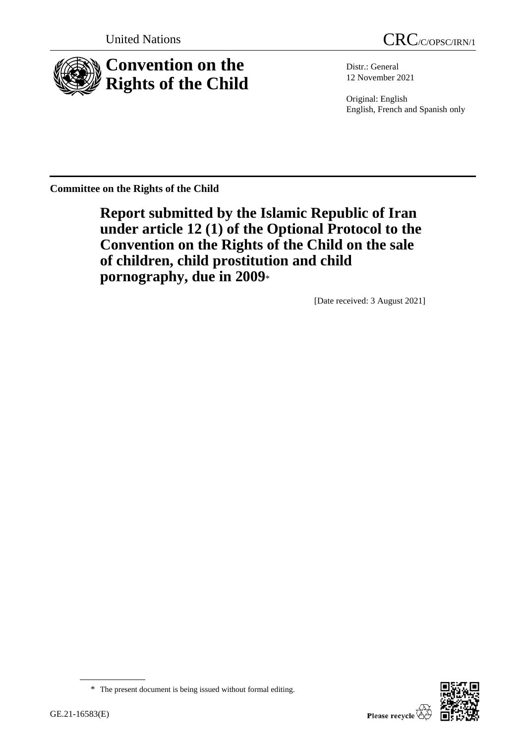United Nations

CRC/C/OPSC/IRN/1

# Convention on the Rights of the Child

Distr.: General
12 November 2021

Original: English
English, French and Spanish only

**Committee on the Rights of the Child**

## Report submitted by the Islamic Republic of Iran under article 12 (1) of the Optional Protocol to the Convention on the Rights of the Child on the sale of children, child prostitution and child pornography, due in 2009*

[Date received: 3 August 2021]

* The present document is being issued without formal editing.

GE.21-16583(E)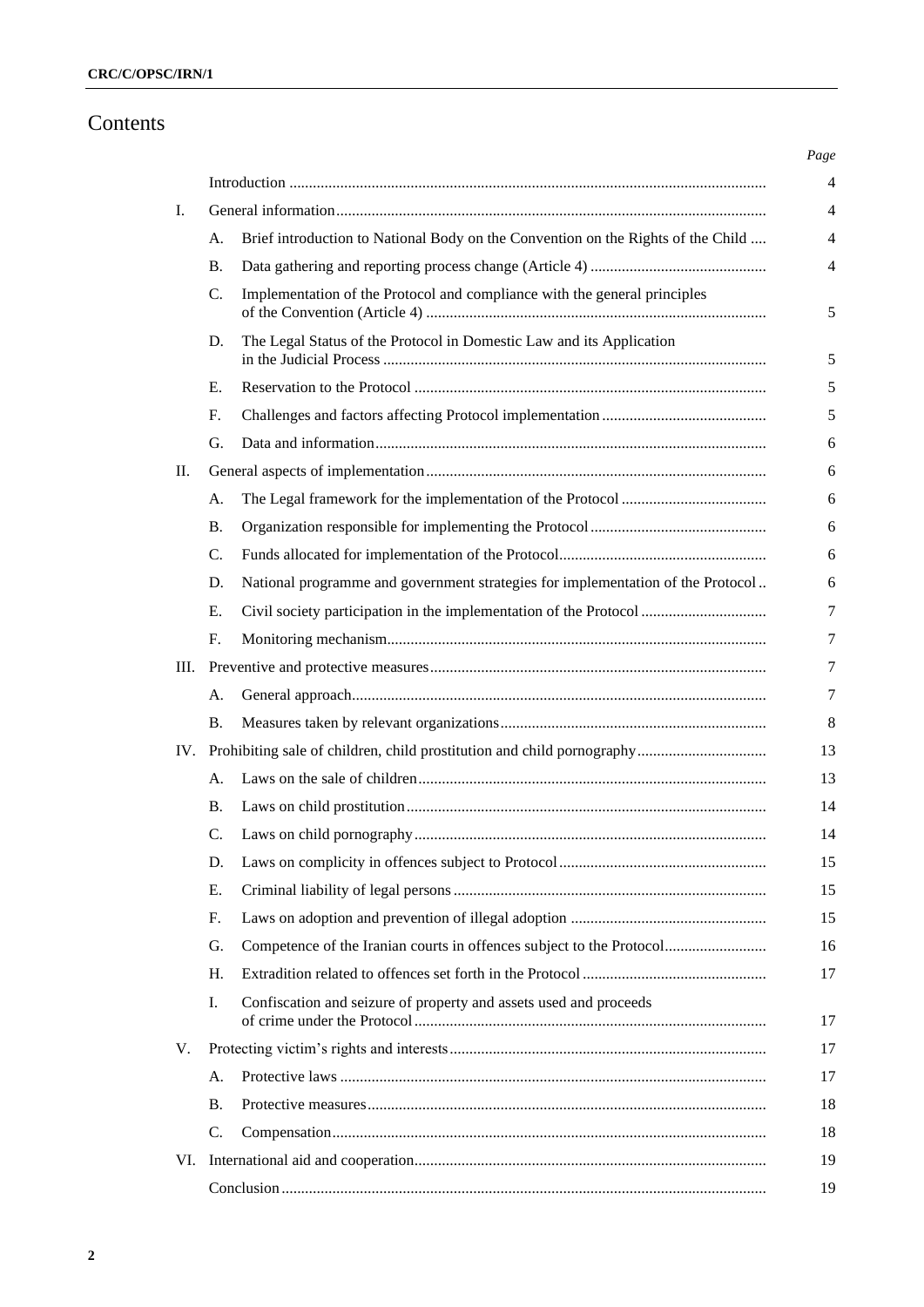# Contents

| | | | Page |
|---|---|---|---|
| | | Introduction | 4 |
| I. | | General information | 4 |
| | A. | Brief introduction to National Body on the Convention on the Rights of the Child | 4 |
| | B. | Data gathering and reporting process change (Article 4) | 4 |
| | C. | Implementation of the Protocol and compliance with the general principles of the Convention (Article 4) | 5 |
| | D. | The Legal Status of the Protocol in Domestic Law and its Application in the Judicial Process | 5 |
| | E. | Reservation to the Protocol | 5 |
| | F. | Challenges and factors affecting Protocol implementation | 5 |
| | G. | Data and information | 6 |
| II. | | General aspects of implementation | 6 |
| | A. | The Legal framework for the implementation of the Protocol | 6 |
| | B. | Organization responsible for implementing the Protocol | 6 |
| | C. | Funds allocated for implementation of the Protocol | 6 |
| | D. | National programme and government strategies for implementation of the Protocol | 6 |
| | E. | Civil society participation in the implementation of the Protocol | 7 |
| | F. | Monitoring mechanism | 7 |
| III. | | Preventive and protective measures | 7 |
| | A. | General approach | 7 |
| | B. | Measures taken by relevant organizations | 8 |
| IV. | | Prohibiting sale of children, child prostitution and child pornography | 13 |
| | A. | Laws on the sale of children | 13 |
| | B. | Laws on child prostitution | 14 |
| | C. | Laws on child pornography | 14 |
| | D. | Laws on complicity in offences subject to Protocol | 15 |
| | E. | Criminal liability of legal persons | 15 |
| | F. | Laws on adoption and prevention of illegal adoption | 15 |
| | G. | Competence of the Iranian courts in offences subject to the Protocol | 16 |
| | H. | Extradition related to offences set forth in the Protocol | 17 |
| | I. | Confiscation and seizure of property and assets used and proceeds of crime under the Protocol | 17 |
| V. | | Protecting victim's rights and interests | 17 |
| | A. | Protective laws | 17 |
| | B. | Protective measures | 18 |
| | C. | Compensation | 18 |
| VI. | | International aid and cooperation | 19 |
| | | Conclusion | 19 |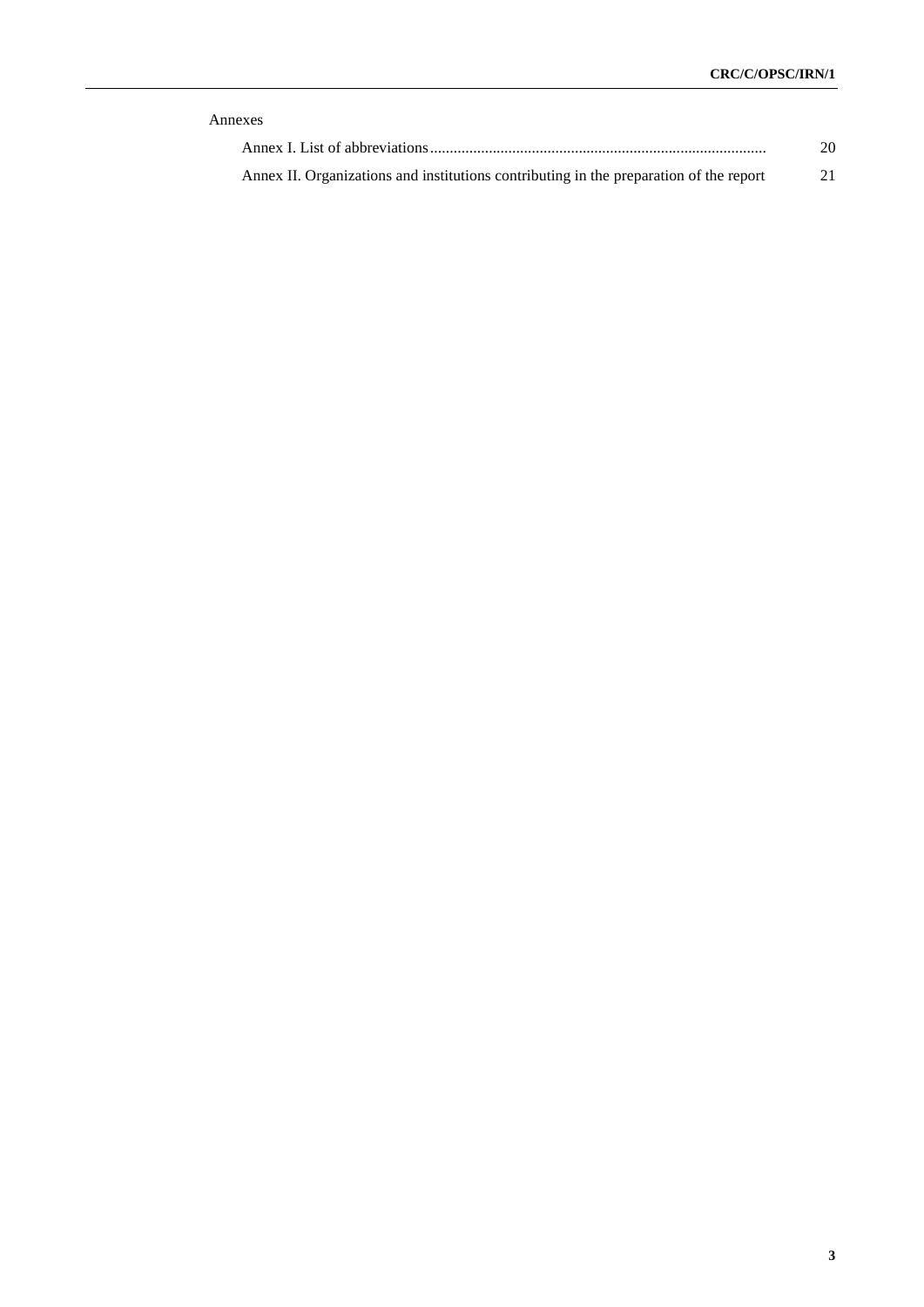Annexes

| | |
|---|---|
| Annex I. List of abbreviations | 20 |
| Annex II. Organizations and institutions contributing in the preparation of the report | 21 |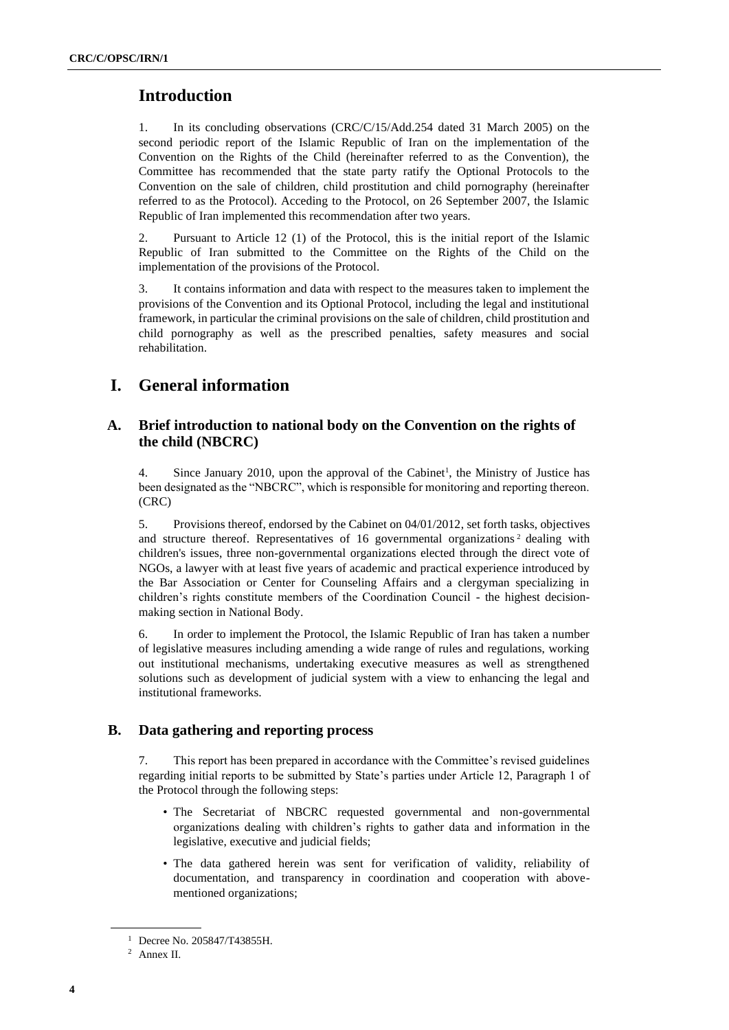## Introduction

1. In its concluding observations (CRC/C/15/Add.254 dated 31 March 2005) on the second periodic report of the Islamic Republic of Iran on the implementation of the Convention on the Rights of the Child (hereinafter referred to as the Convention), the Committee has recommended that the state party ratify the Optional Protocols to the Convention on the sale of children, child prostitution and child pornography (hereinafter referred to as the Protocol). Acceding to the Protocol, on 26 September 2007, the Islamic Republic of Iran implemented this recommendation after two years.

2. Pursuant to Article 12 (1) of the Protocol, this is the initial report of the Islamic Republic of Iran submitted to the Committee on the Rights of the Child on the implementation of the provisions of the Protocol.

3. It contains information and data with respect to the measures taken to implement the provisions of the Convention and its Optional Protocol, including the legal and institutional framework, in particular the criminal provisions on the sale of children, child prostitution and child pornography as well as the prescribed penalties, safety measures and social rehabilitation.

## I. General information

### A. Brief introduction to national body on the Convention on the rights of the child (NBCRC)

4. Since January 2010, upon the approval of the Cabinet[1], the Ministry of Justice has been designated as the "NBCRC", which is responsible for monitoring and reporting thereon. (CRC)

5. Provisions thereof, endorsed by the Cabinet on 04/01/2012, set forth tasks, objectives and structure thereof. Representatives of 16 governmental organizations[2] dealing with children's issues, three non-governmental organizations elected through the direct vote of NGOs, a lawyer with at least five years of academic and practical experience introduced by the Bar Association or Center for Counseling Affairs and a clergyman specializing in children's rights constitute members of the Coordination Council - the highest decision-making section in National Body.

6. In order to implement the Protocol, the Islamic Republic of Iran has taken a number of legislative measures including amending a wide range of rules and regulations, working out institutional mechanisms, undertaking executive measures as well as strengthened solutions such as development of judicial system with a view to enhancing the legal and institutional frameworks.

### B. Data gathering and reporting process

7. This report has been prepared in accordance with the Committee's revised guidelines regarding initial reports to be submitted by State's parties under Article 12, Paragraph 1 of the Protocol through the following steps:

- The Secretariat of NBCRC requested governmental and non-governmental organizations dealing with children's rights to gather data and information in the legislative, executive and judicial fields;
- The data gathered herein was sent for verification of validity, reliability of documentation, and transparency in coordination and cooperation with above-mentioned organizations;

---

[1] Decree No. 205847/T43855H.

[2] Annex II.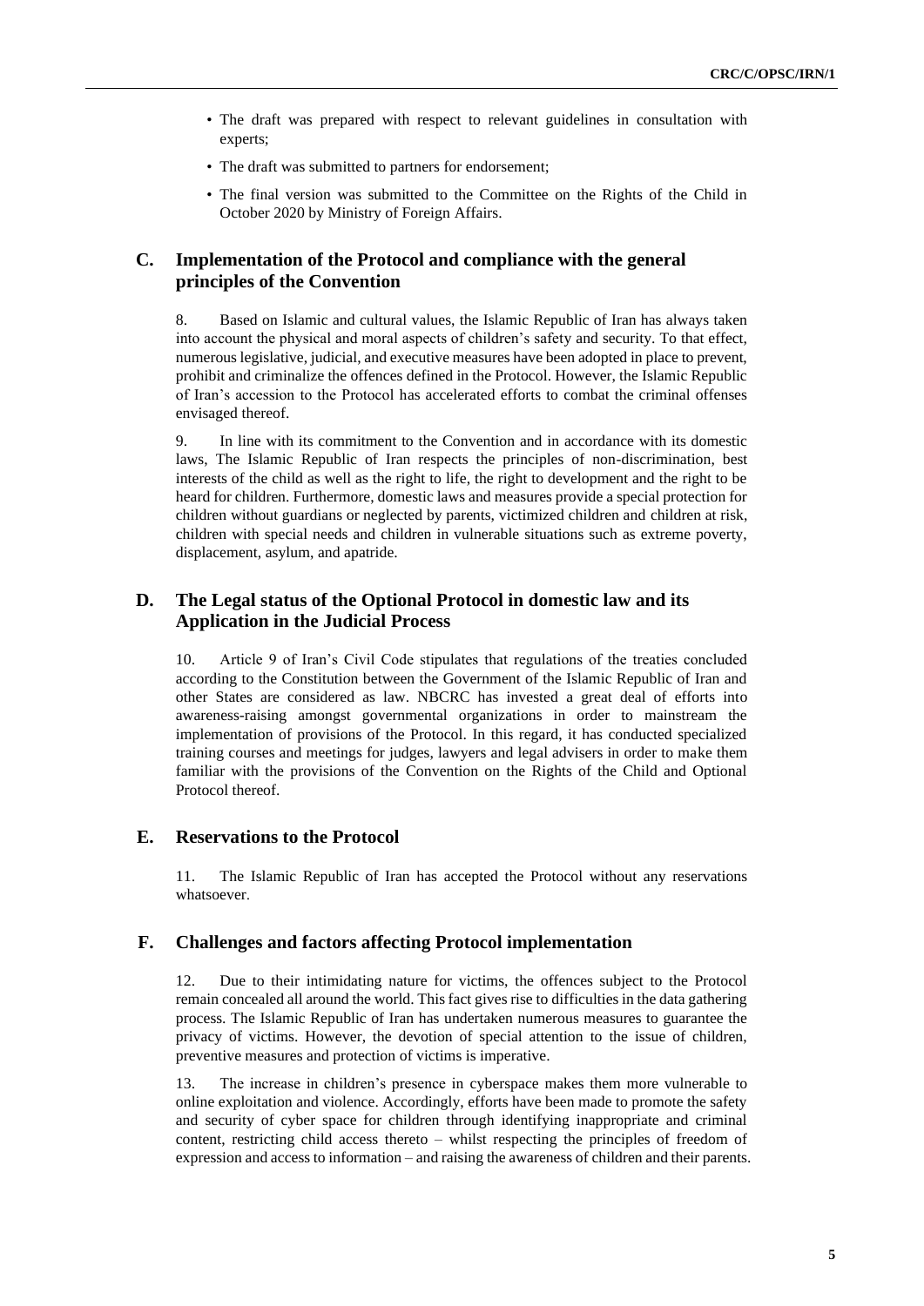- The draft was prepared with respect to relevant guidelines in consultation with experts;
- The draft was submitted to partners for endorsement;
- The final version was submitted to the Committee on the Rights of the Child in October 2020 by Ministry of Foreign Affairs.

## C. Implementation of the Protocol and compliance with the general principles of the Convention

8. Based on Islamic and cultural values, the Islamic Republic of Iran has always taken into account the physical and moral aspects of children's safety and security. To that effect, numerous legislative, judicial, and executive measures have been adopted in place to prevent, prohibit and criminalize the offences defined in the Protocol. However, the Islamic Republic of Iran's accession to the Protocol has accelerated efforts to combat the criminal offenses envisaged thereof.

9. In line with its commitment to the Convention and in accordance with its domestic laws, The Islamic Republic of Iran respects the principles of non-discrimination, best interests of the child as well as the right to life, the right to development and the right to be heard for children. Furthermore, domestic laws and measures provide a special protection for children without guardians or neglected by parents, victimized children and children at risk, children with special needs and children in vulnerable situations such as extreme poverty, displacement, asylum, and apatride.

## D. The Legal status of the Optional Protocol in domestic law and its Application in the Judicial Process

10. Article 9 of Iran's Civil Code stipulates that regulations of the treaties concluded according to the Constitution between the Government of the Islamic Republic of Iran and other States are considered as law. NBCRC has invested a great deal of efforts into awareness-raising amongst governmental organizations in order to mainstream the implementation of provisions of the Protocol. In this regard, it has conducted specialized training courses and meetings for judges, lawyers and legal advisers in order to make them familiar with the provisions of the Convention on the Rights of the Child and Optional Protocol thereof.

## E. Reservations to the Protocol

11. The Islamic Republic of Iran has accepted the Protocol without any reservations whatsoever.

## F. Challenges and factors affecting Protocol implementation

12. Due to their intimidating nature for victims, the offences subject to the Protocol remain concealed all around the world. This fact gives rise to difficulties in the data gathering process. The Islamic Republic of Iran has undertaken numerous measures to guarantee the privacy of victims. However, the devotion of special attention to the issue of children, preventive measures and protection of victims is imperative.

13. The increase in children's presence in cyberspace makes them more vulnerable to online exploitation and violence. Accordingly, efforts have been made to promote the safety and security of cyber space for children through identifying inappropriate and criminal content, restricting child access thereto – whilst respecting the principles of freedom of expression and access to information – and raising the awareness of children and their parents.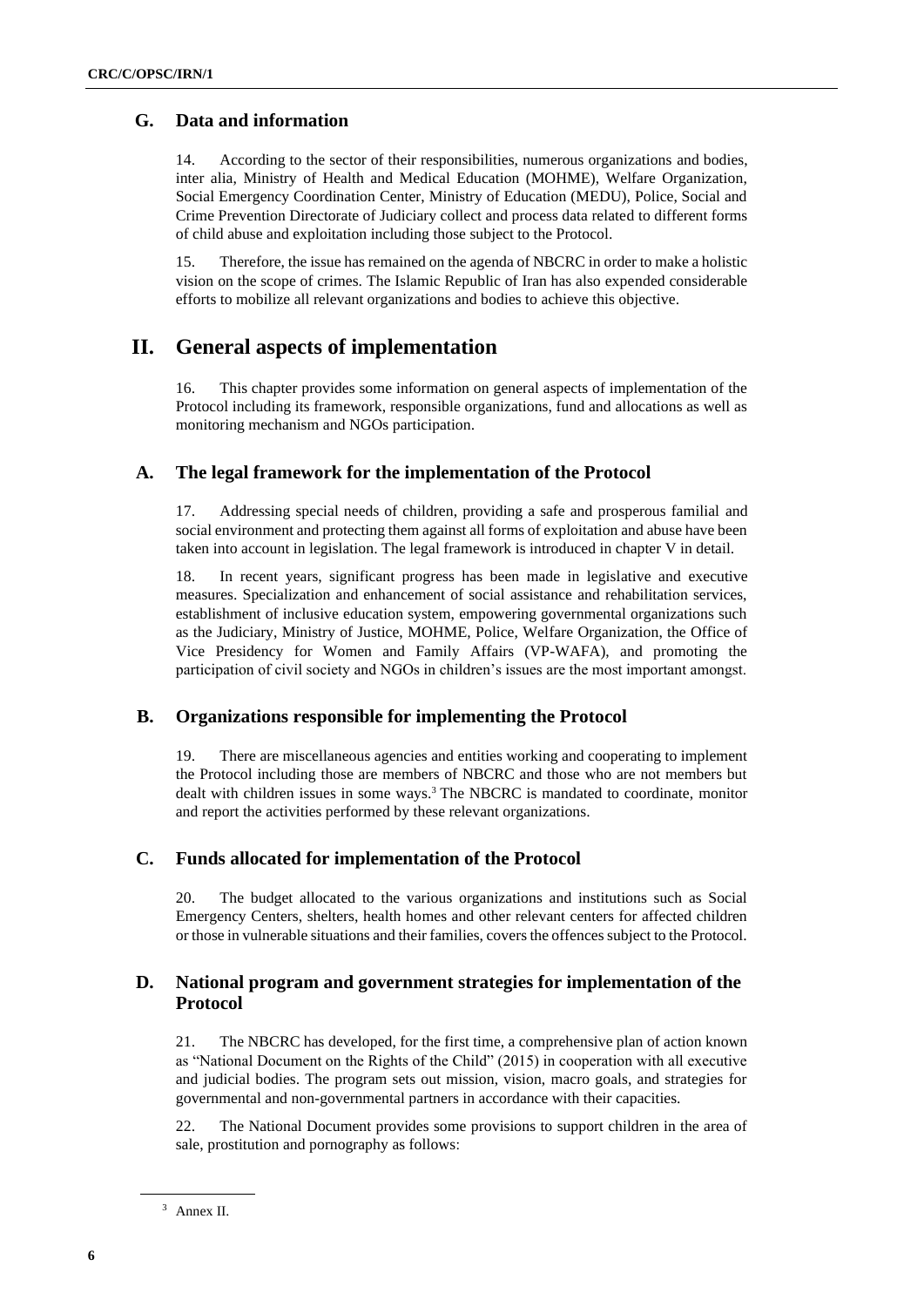## G. Data and information

14. According to the sector of their responsibilities, numerous organizations and bodies, inter alia, Ministry of Health and Medical Education (MOHME), Welfare Organization, Social Emergency Coordination Center, Ministry of Education (MEDU), Police, Social and Crime Prevention Directorate of Judiciary collect and process data related to different forms of child abuse and exploitation including those subject to the Protocol.

15. Therefore, the issue has remained on the agenda of NBCRC in order to make a holistic vision on the scope of crimes. The Islamic Republic of Iran has also expended considerable efforts to mobilize all relevant organizations and bodies to achieve this objective.

# II. General aspects of implementation

16. This chapter provides some information on general aspects of implementation of the Protocol including its framework, responsible organizations, fund and allocations as well as monitoring mechanism and NGOs participation.

## A. The legal framework for the implementation of the Protocol

17. Addressing special needs of children, providing a safe and prosperous familial and social environment and protecting them against all forms of exploitation and abuse have been taken into account in legislation. The legal framework is introduced in chapter V in detail.

18. In recent years, significant progress has been made in legislative and executive measures. Specialization and enhancement of social assistance and rehabilitation services, establishment of inclusive education system, empowering governmental organizations such as the Judiciary, Ministry of Justice, MOHME, Police, Welfare Organization, the Office of Vice Presidency for Women and Family Affairs (VP-WAFA), and promoting the participation of civil society and NGOs in children's issues are the most important amongst.

## B. Organizations responsible for implementing the Protocol

19. There are miscellaneous agencies and entities working and cooperating to implement the Protocol including those are members of NBCRC and those who are not members but dealt with children issues in some ways.[3] The NBCRC is mandated to coordinate, monitor and report the activities performed by these relevant organizations.

## C. Funds allocated for implementation of the Protocol

20. The budget allocated to the various organizations and institutions such as Social Emergency Centers, shelters, health homes and other relevant centers for affected children or those in vulnerable situations and their families, covers the offences subject to the Protocol.

## D. National program and government strategies for implementation of the Protocol

21. The NBCRC has developed, for the first time, a comprehensive plan of action known as "National Document on the Rights of the Child" (2015) in cooperation with all executive and judicial bodies. The program sets out mission, vision, macro goals, and strategies for governmental and non-governmental partners in accordance with their capacities.

22. The National Document provides some provisions to support children in the area of sale, prostitution and pornography as follows:

[3] Annex II.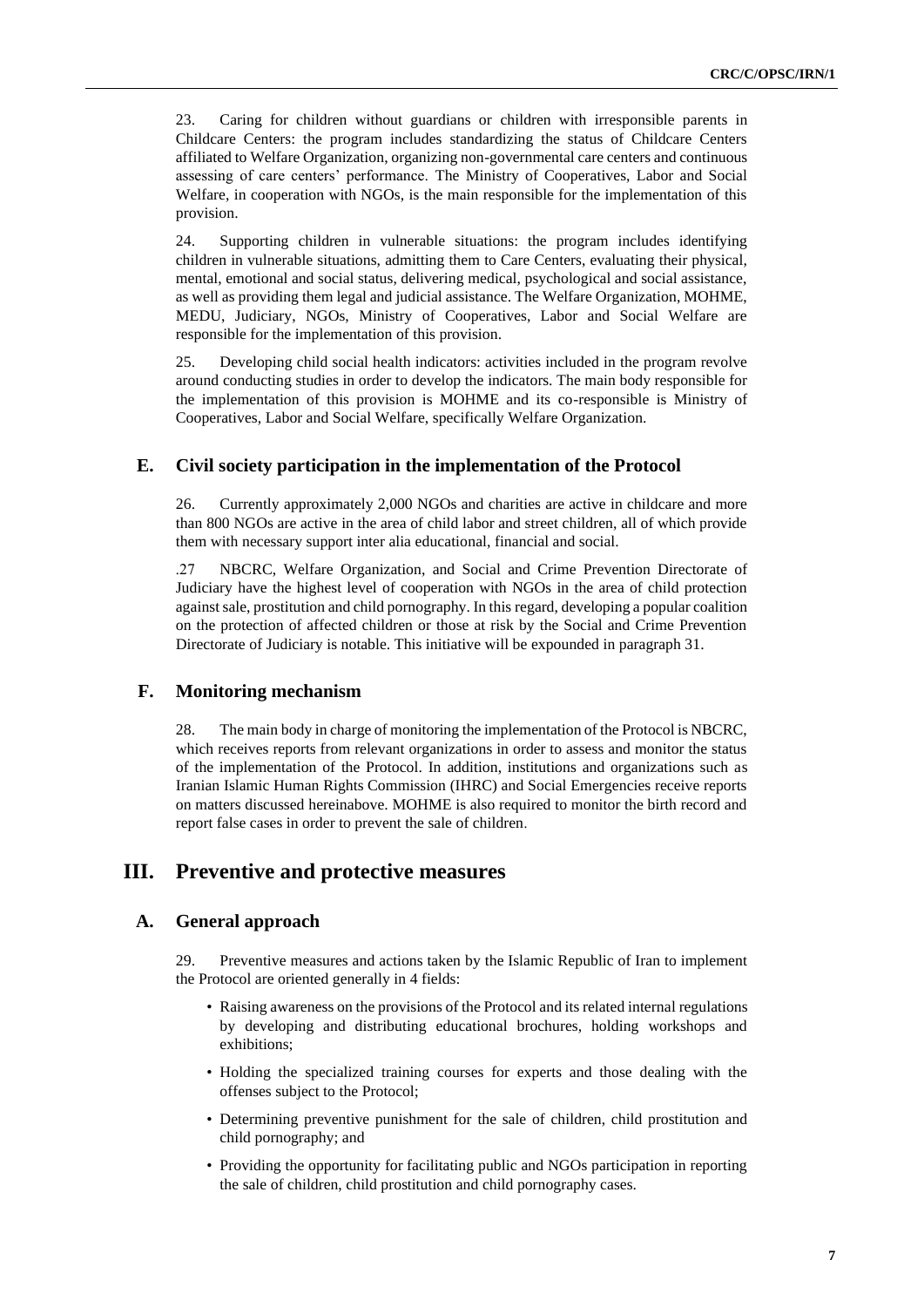23. Caring for children without guardians or children with irresponsible parents in Childcare Centers: the program includes standardizing the status of Childcare Centers affiliated to Welfare Organization, organizing non-governmental care centers and continuous assessing of care centers' performance. The Ministry of Cooperatives, Labor and Social Welfare, in cooperation with NGOs, is the main responsible for the implementation of this provision.

24. Supporting children in vulnerable situations: the program includes identifying children in vulnerable situations, admitting them to Care Centers, evaluating their physical, mental, emotional and social status, delivering medical, psychological and social assistance, as well as providing them legal and judicial assistance. The Welfare Organization, MOHME, MEDU, Judiciary, NGOs, Ministry of Cooperatives, Labor and Social Welfare are responsible for the implementation of this provision.

25. Developing child social health indicators: activities included in the program revolve around conducting studies in order to develop the indicators. The main body responsible for the implementation of this provision is MOHME and its co-responsible is Ministry of Cooperatives, Labor and Social Welfare, specifically Welfare Organization.

## E. Civil society participation in the implementation of the Protocol

26. Currently approximately 2,000 NGOs and charities are active in childcare and more than 800 NGOs are active in the area of child labor and street children, all of which provide them with necessary support inter alia educational, financial and social.

.27 NBCRC, Welfare Organization, and Social and Crime Prevention Directorate of Judiciary have the highest level of cooperation with NGOs in the area of child protection against sale, prostitution and child pornography. In this regard, developing a popular coalition on the protection of affected children or those at risk by the Social and Crime Prevention Directorate of Judiciary is notable. This initiative will be expounded in paragraph 31.

## F. Monitoring mechanism

28. The main body in charge of monitoring the implementation of the Protocol is NBCRC, which receives reports from relevant organizations in order to assess and monitor the status of the implementation of the Protocol. In addition, institutions and organizations such as Iranian Islamic Human Rights Commission (IHRC) and Social Emergencies receive reports on matters discussed hereinabove. MOHME is also required to monitor the birth record and report false cases in order to prevent the sale of children.

# III. Preventive and protective measures

## A. General approach

29. Preventive measures and actions taken by the Islamic Republic of Iran to implement the Protocol are oriented generally in 4 fields:

- Raising awareness on the provisions of the Protocol and its related internal regulations by developing and distributing educational brochures, holding workshops and exhibitions;
- Holding the specialized training courses for experts and those dealing with the offenses subject to the Protocol;
- Determining preventive punishment for the sale of children, child prostitution and child pornography; and
- Providing the opportunity for facilitating public and NGOs participation in reporting the sale of children, child prostitution and child pornography cases.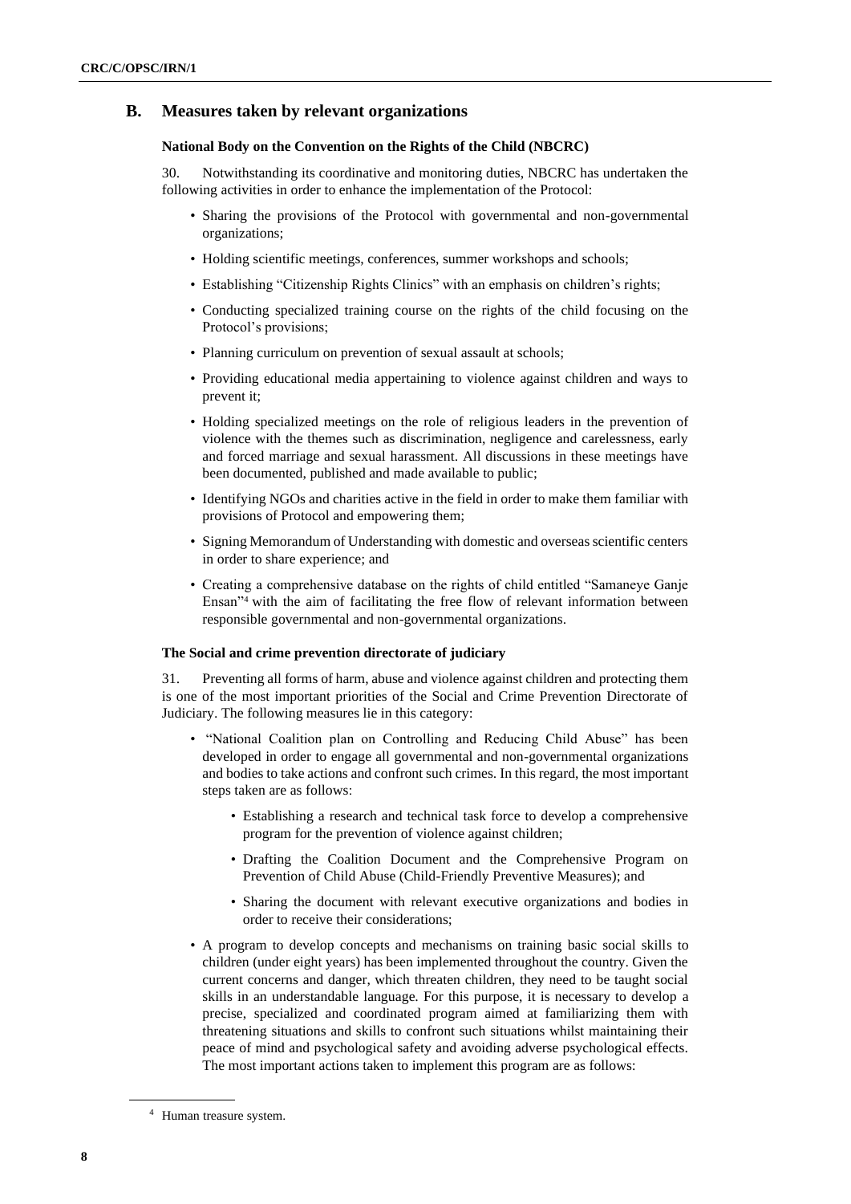## B. Measures taken by relevant organizations

### National Body on the Convention on the Rights of the Child (NBCRC)

30. Notwithstanding its coordinative and monitoring duties, NBCRC has undertaken the following activities in order to enhance the implementation of the Protocol:

- Sharing the provisions of the Protocol with governmental and non-governmental organizations;
- Holding scientific meetings, conferences, summer workshops and schools;
- Establishing "Citizenship Rights Clinics" with an emphasis on children's rights;
- Conducting specialized training course on the rights of the child focusing on the Protocol's provisions;
- Planning curriculum on prevention of sexual assault at schools;
- Providing educational media appertaining to violence against children and ways to prevent it;
- Holding specialized meetings on the role of religious leaders in the prevention of violence with the themes such as discrimination, negligence and carelessness, early and forced marriage and sexual harassment. All discussions in these meetings have been documented, published and made available to public;
- Identifying NGOs and charities active in the field in order to make them familiar with provisions of Protocol and empowering them;
- Signing Memorandum of Understanding with domestic and overseas scientific centers in order to share experience; and
- Creating a comprehensive database on the rights of child entitled "Samaneye Ganje Ensan"[4] with the aim of facilitating the free flow of relevant information between responsible governmental and non-governmental organizations.

### The Social and crime prevention directorate of judiciary

31. Preventing all forms of harm, abuse and violence against children and protecting them is one of the most important priorities of the Social and Crime Prevention Directorate of Judiciary. The following measures lie in this category:

- "National Coalition plan on Controlling and Reducing Child Abuse" has been developed in order to engage all governmental and non-governmental organizations and bodies to take actions and confront such crimes. In this regard, the most important steps taken are as follows:
    - Establishing a research and technical task force to develop a comprehensive program for the prevention of violence against children;
    - Drafting the Coalition Document and the Comprehensive Program on Prevention of Child Abuse (Child-Friendly Preventive Measures); and
    - Sharing the document with relevant executive organizations and bodies in order to receive their considerations;
- A program to develop concepts and mechanisms on training basic social skills to children (under eight years) has been implemented throughout the country. Given the current concerns and danger, which threaten children, they need to be taught social skills in an understandable language. For this purpose, it is necessary to develop a precise, specialized and coordinated program aimed at familiarizing them with threatening situations and skills to confront such situations whilst maintaining their peace of mind and psychological safety and avoiding adverse psychological effects. The most important actions taken to implement this program are as follows:

[4] Human treasure system.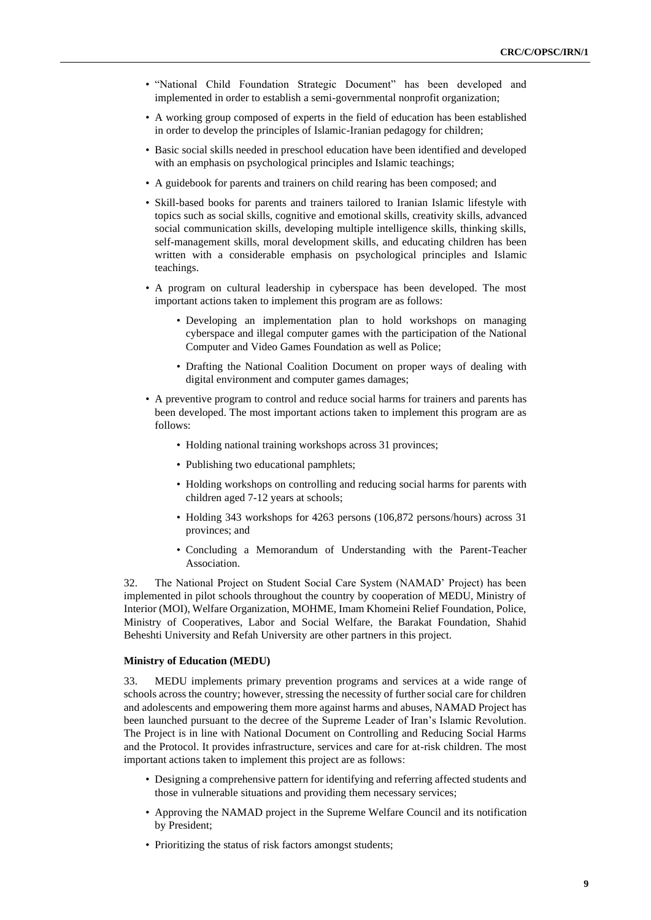- "National Child Foundation Strategic Document" has been developed and implemented in order to establish a semi-governmental nonprofit organization;
- A working group composed of experts in the field of education has been established in order to develop the principles of Islamic-Iranian pedagogy for children;
- Basic social skills needed in preschool education have been identified and developed with an emphasis on psychological principles and Islamic teachings;
- A guidebook for parents and trainers on child rearing has been composed; and
- Skill-based books for parents and trainers tailored to Iranian Islamic lifestyle with topics such as social skills, cognitive and emotional skills, creativity skills, advanced social communication skills, developing multiple intelligence skills, thinking skills, self-management skills, moral development skills, and educating children has been written with a considerable emphasis on psychological principles and Islamic teachings.
- A program on cultural leadership in cyberspace has been developed. The most important actions taken to implement this program are as follows:
  - Developing an implementation plan to hold workshops on managing cyberspace and illegal computer games with the participation of the National Computer and Video Games Foundation as well as Police;
  - Drafting the National Coalition Document on proper ways of dealing with digital environment and computer games damages;
- A preventive program to control and reduce social harms for trainers and parents has been developed. The most important actions taken to implement this program are as follows:
  - Holding national training workshops across 31 provinces;
  - Publishing two educational pamphlets;
  - Holding workshops on controlling and reducing social harms for parents with children aged 7-12 years at schools;
  - Holding 343 workshops for 4263 persons (106,872 persons/hours) across 31 provinces; and
  - Concluding a Memorandum of Understanding with the Parent-Teacher Association.

32. The National Project on Student Social Care System (NAMAD' Project) has been implemented in pilot schools throughout the country by cooperation of MEDU, Ministry of Interior (MOI), Welfare Organization, MOHME, Imam Khomeini Relief Foundation, Police, Ministry of Cooperatives, Labor and Social Welfare, the Barakat Foundation, Shahid Beheshti University and Refah University are other partners in this project.

**Ministry of Education (MEDU)**

33. MEDU implements primary prevention programs and services at a wide range of schools across the country; however, stressing the necessity of further social care for children and adolescents and empowering them more against harms and abuses, NAMAD Project has been launched pursuant to the decree of the Supreme Leader of Iran's Islamic Revolution. The Project is in line with National Document on Controlling and Reducing Social Harms and the Protocol. It provides infrastructure, services and care for at-risk children. The most important actions taken to implement this project are as follows:

- Designing a comprehensive pattern for identifying and referring affected students and those in vulnerable situations and providing them necessary services;
- Approving the NAMAD project in the Supreme Welfare Council and its notification by President;
- Prioritizing the status of risk factors amongst students;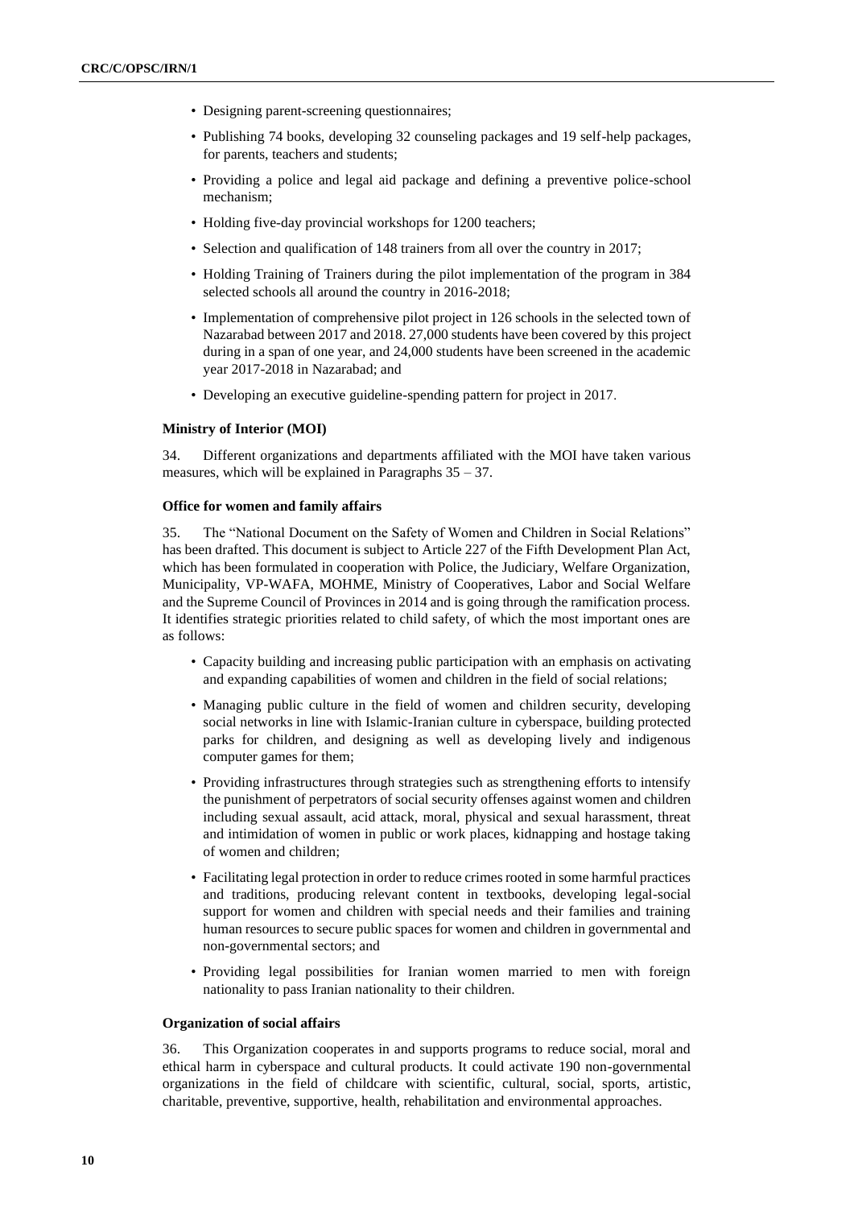- Designing parent-screening questionnaires;
- Publishing 74 books, developing 32 counseling packages and 19 self-help packages, for parents, teachers and students;
- Providing a police and legal aid package and defining a preventive police-school mechanism;
- Holding five-day provincial workshops for 1200 teachers;
- Selection and qualification of 148 trainers from all over the country in 2017;
- Holding Training of Trainers during the pilot implementation of the program in 384 selected schools all around the country in 2016-2018;
- Implementation of comprehensive pilot project in 126 schools in the selected town of Nazarabad between 2017 and 2018. 27,000 students have been covered by this project during in a span of one year, and 24,000 students have been screened in the academic year 2017-2018 in Nazarabad; and
- Developing an executive guideline-spending pattern for project in 2017.

**Ministry of Interior (MOI)**

34. Different organizations and departments affiliated with the MOI have taken various measures, which will be explained in Paragraphs 35 – 37.

**Office for women and family affairs**

35. The "National Document on the Safety of Women and Children in Social Relations" has been drafted. This document is subject to Article 227 of the Fifth Development Plan Act, which has been formulated in cooperation with Police, the Judiciary, Welfare Organization, Municipality, VP-WAFA, MOHME, Ministry of Cooperatives, Labor and Social Welfare and the Supreme Council of Provinces in 2014 and is going through the ramification process. It identifies strategic priorities related to child safety, of which the most important ones are as follows:

- Capacity building and increasing public participation with an emphasis on activating and expanding capabilities of women and children in the field of social relations;
- Managing public culture in the field of women and children security, developing social networks in line with Islamic-Iranian culture in cyberspace, building protected parks for children, and designing as well as developing lively and indigenous computer games for them;
- Providing infrastructures through strategies such as strengthening efforts to intensify the punishment of perpetrators of social security offenses against women and children including sexual assault, acid attack, moral, physical and sexual harassment, threat and intimidation of women in public or work places, kidnapping and hostage taking of women and children;
- Facilitating legal protection in order to reduce crimes rooted in some harmful practices and traditions, producing relevant content in textbooks, developing legal-social support for women and children with special needs and their families and training human resources to secure public spaces for women and children in governmental and non-governmental sectors; and
- Providing legal possibilities for Iranian women married to men with foreign nationality to pass Iranian nationality to their children.

**Organization of social affairs**

36. This Organization cooperates in and supports programs to reduce social, moral and ethical harm in cyberspace and cultural products. It could activate 190 non-governmental organizations in the field of childcare with scientific, cultural, social, sports, artistic, charitable, preventive, supportive, health, rehabilitation and environmental approaches.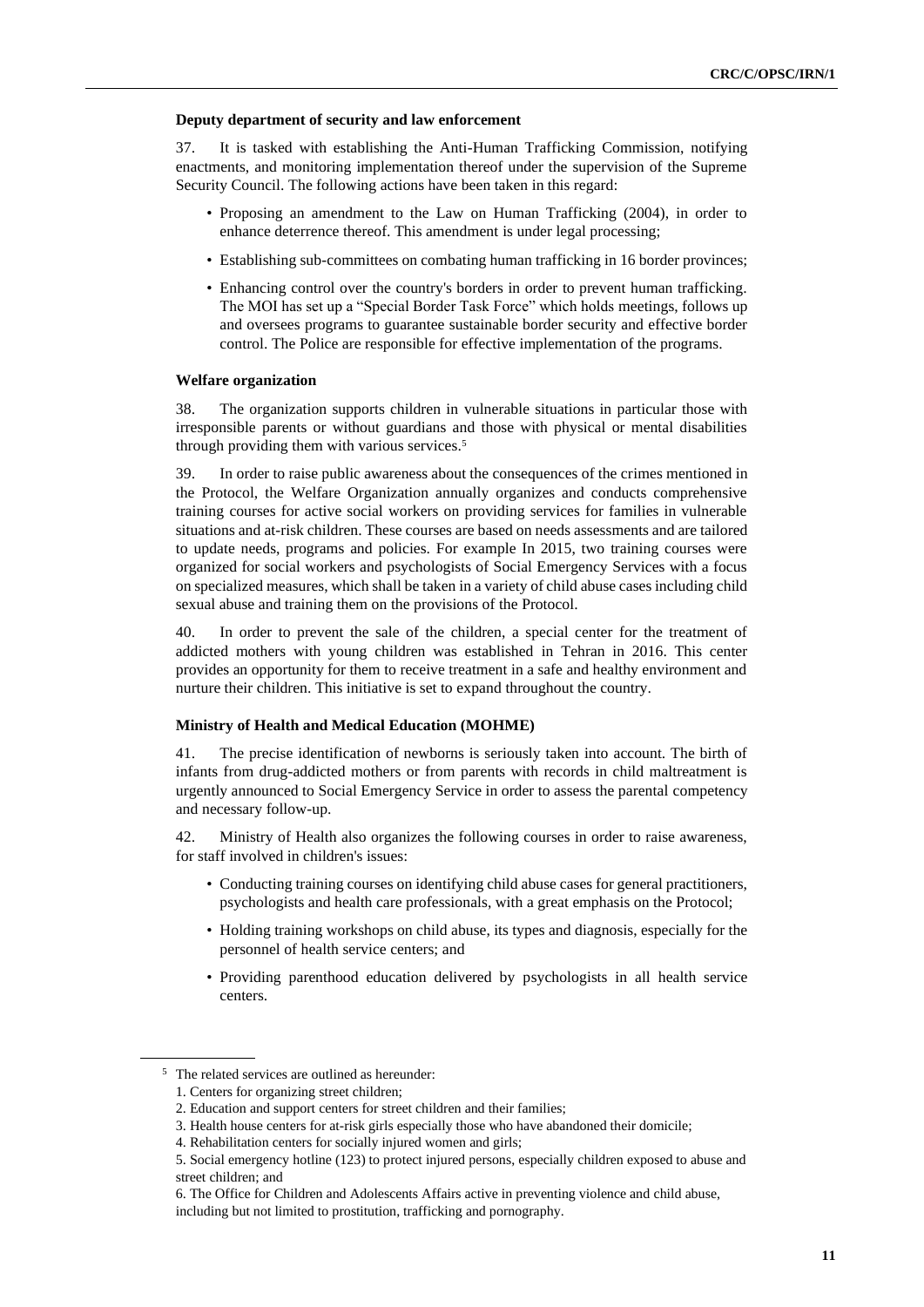#### Deputy department of security and law enforcement

37. It is tasked with establishing the Anti-Human Trafficking Commission, notifying enactments, and monitoring implementation thereof under the supervision of the Supreme Security Council. The following actions have been taken in this regard:

- Proposing an amendment to the Law on Human Trafficking (2004), in order to enhance deterrence thereof. This amendment is under legal processing;
- Establishing sub-committees on combating human trafficking in 16 border provinces;
- Enhancing control over the country's borders in order to prevent human trafficking. The MOI has set up a "Special Border Task Force" which holds meetings, follows up and oversees programs to guarantee sustainable border security and effective border control. The Police are responsible for effective implementation of the programs.

#### Welfare organization

38. The organization supports children in vulnerable situations in particular those with irresponsible parents or without guardians and those with physical or mental disabilities through providing them with various services.[5]

39. In order to raise public awareness about the consequences of the crimes mentioned in the Protocol, the Welfare Organization annually organizes and conducts comprehensive training courses for active social workers on providing services for families in vulnerable situations and at-risk children. These courses are based on needs assessments and are tailored to update needs, programs and policies. For example In 2015, two training courses were organized for social workers and psychologists of Social Emergency Services with a focus on specialized measures, which shall be taken in a variety of child abuse cases including child sexual abuse and training them on the provisions of the Protocol.

40. In order to prevent the sale of the children, a special center for the treatment of addicted mothers with young children was established in Tehran in 2016. This center provides an opportunity for them to receive treatment in a safe and healthy environment and nurture their children. This initiative is set to expand throughout the country.

#### Ministry of Health and Medical Education (MOHME)

41. The precise identification of newborns is seriously taken into account. The birth of infants from drug-addicted mothers or from parents with records in child maltreatment is urgently announced to Social Emergency Service in order to assess the parental competency and necessary follow-up.

42. Ministry of Health also organizes the following courses in order to raise awareness, for staff involved in children's issues:

- Conducting training courses on identifying child abuse cases for general practitioners, psychologists and health care professionals, with a great emphasis on the Protocol;
- Holding training workshops on child abuse, its types and diagnosis, especially for the personnel of health service centers; and
- Providing parenthood education delivered by psychologists in all health service centers.

---

[5] The related services are outlined as hereunder:

1. Centers for organizing street children;
2. Education and support centers for street children and their families;
3. Health house centers for at-risk girls especially those who have abandoned their domicile;
4. Rehabilitation centers for socially injured women and girls;
5. Social emergency hotline (123) to protect injured persons, especially children exposed to abuse and street children; and
6. The Office for Children and Adolescents Affairs active in preventing violence and child abuse, including but not limited to prostitution, trafficking and pornography.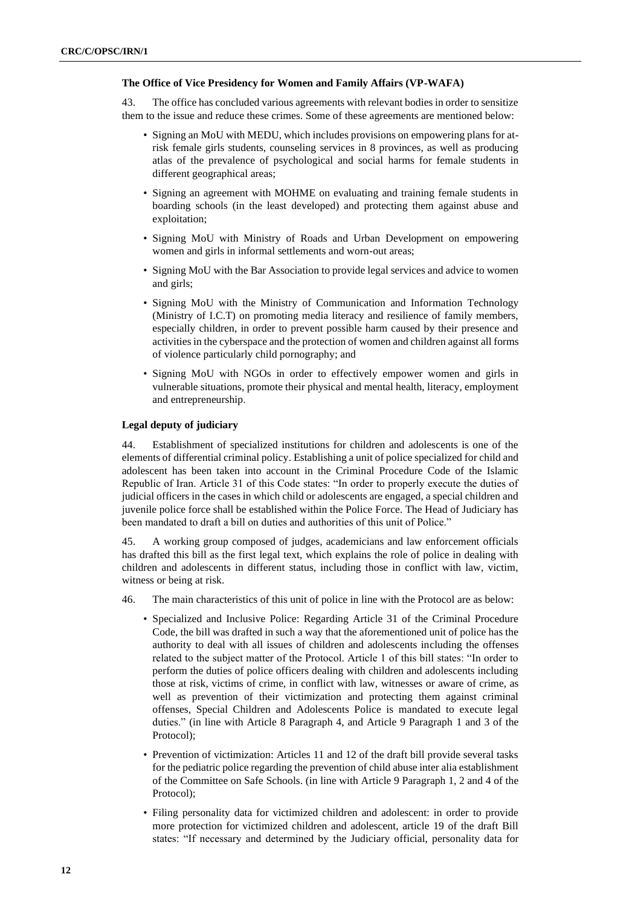**The Office of Vice Presidency for Women and Family Affairs (VP-WAFA)**

43. The office has concluded various agreements with relevant bodies in order to sensitize them to the issue and reduce these crimes. Some of these agreements are mentioned below:

- Signing an MoU with MEDU, which includes provisions on empowering plans for at-risk female girls students, counseling services in 8 provinces, as well as producing atlas of the prevalence of psychological and social harms for female students in different geographical areas;
- Signing an agreement with MOHME on evaluating and training female students in boarding schools (in the least developed) and protecting them against abuse and exploitation;
- Signing MoU with Ministry of Roads and Urban Development on empowering women and girls in informal settlements and worn-out areas;
- Signing MoU with the Bar Association to provide legal services and advice to women and girls;
- Signing MoU with the Ministry of Communication and Information Technology (Ministry of I.C.T) on promoting media literacy and resilience of family members, especially children, in order to prevent possible harm caused by their presence and activities in the cyberspace and the protection of women and children against all forms of violence particularly child pornography; and
- Signing MoU with NGOs in order to effectively empower women and girls in vulnerable situations, promote their physical and mental health, literacy, employment and entrepreneurship.

**Legal deputy of judiciary**

44. Establishment of specialized institutions for children and adolescents is one of the elements of differential criminal policy. Establishing a unit of police specialized for child and adolescent has been taken into account in the Criminal Procedure Code of the Islamic Republic of Iran. Article 31 of this Code states: "In order to properly execute the duties of judicial officers in the cases in which child or adolescents are engaged, a special children and juvenile police force shall be established within the Police Force. The Head of Judiciary has been mandated to draft a bill on duties and authorities of this unit of Police."

45. A working group composed of judges, academicians and law enforcement officials has drafted this bill as the first legal text, which explains the role of police in dealing with children and adolescents in different status, including those in conflict with law, victim, witness or being at risk.

46. The main characteristics of this unit of police in line with the Protocol are as below:

- Specialized and Inclusive Police: Regarding Article 31 of the Criminal Procedure Code, the bill was drafted in such a way that the aforementioned unit of police has the authority to deal with all issues of children and adolescents including the offenses related to the subject matter of the Protocol. Article 1 of this bill states: "In order to perform the duties of police officers dealing with children and adolescents including those at risk, victims of crime, in conflict with law, witnesses or aware of crime, as well as prevention of their victimization and protecting them against criminal offenses, Special Children and Adolescents Police is mandated to execute legal duties." (in line with Article 8 Paragraph 4, and Article 9 Paragraph 1 and 3 of the Protocol);
- Prevention of victimization: Articles 11 and 12 of the draft bill provide several tasks for the pediatric police regarding the prevention of child abuse inter alia establishment of the Committee on Safe Schools. (in line with Article 9 Paragraph 1, 2 and 4 of the Protocol);
- Filing personality data for victimized children and adolescent: in order to provide more protection for victimized children and adolescent, article 19 of the draft Bill states: "If necessary and determined by the Judiciary official, personality data for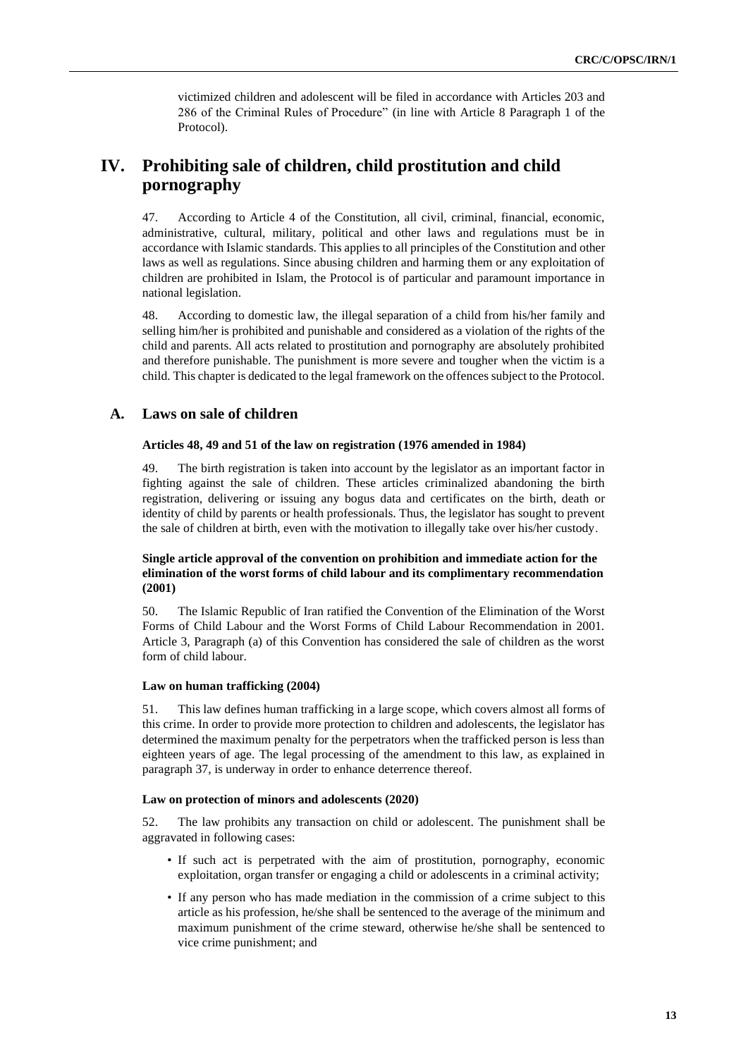victimized children and adolescent will be filed in accordance with Articles 203 and 286 of the Criminal Rules of Procedure" (in line with Article 8 Paragraph 1 of the Protocol).

# IV. Prohibiting sale of children, child prostitution and child pornography

47. According to Article 4 of the Constitution, all civil, criminal, financial, economic, administrative, cultural, military, political and other laws and regulations must be in accordance with Islamic standards. This applies to all principles of the Constitution and other laws as well as regulations. Since abusing children and harming them or any exploitation of children are prohibited in Islam, the Protocol is of particular and paramount importance in national legislation.

48. According to domestic law, the illegal separation of a child from his/her family and selling him/her is prohibited and punishable and considered as a violation of the rights of the child and parents. All acts related to prostitution and pornography are absolutely prohibited and therefore punishable. The punishment is more severe and tougher when the victim is a child. This chapter is dedicated to the legal framework on the offences subject to the Protocol.

## A. Laws on sale of children

**Articles 48, 49 and 51 of the law on registration (1976 amended in 1984)**

49. The birth registration is taken into account by the legislator as an important factor in fighting against the sale of children. These articles criminalized abandoning the birth registration, delivering or issuing any bogus data and certificates on the birth, death or identity of child by parents or health professionals. Thus, the legislator has sought to prevent the sale of children at birth, even with the motivation to illegally take over his/her custody.

**Single article approval of the convention on prohibition and immediate action for the elimination of the worst forms of child labour and its complimentary recommendation (2001)**

50. The Islamic Republic of Iran ratified the Convention of the Elimination of the Worst Forms of Child Labour and the Worst Forms of Child Labour Recommendation in 2001. Article 3, Paragraph (a) of this Convention has considered the sale of children as the worst form of child labour.

**Law on human trafficking (2004)**

51. This law defines human trafficking in a large scope, which covers almost all forms of this crime. In order to provide more protection to children and adolescents, the legislator has determined the maximum penalty for the perpetrators when the trafficked person is less than eighteen years of age. The legal processing of the amendment to this law, as explained in paragraph 37, is underway in order to enhance deterrence thereof.

**Law on protection of minors and adolescents (2020)**

52. The law prohibits any transaction on child or adolescent. The punishment shall be aggravated in following cases:

- If such act is perpetrated with the aim of prostitution, pornography, economic exploitation, organ transfer or engaging a child or adolescents in a criminal activity;
- If any person who has made mediation in the commission of a crime subject to this article as his profession, he/she shall be sentenced to the average of the minimum and maximum punishment of the crime steward, otherwise he/she shall be sentenced to vice crime punishment; and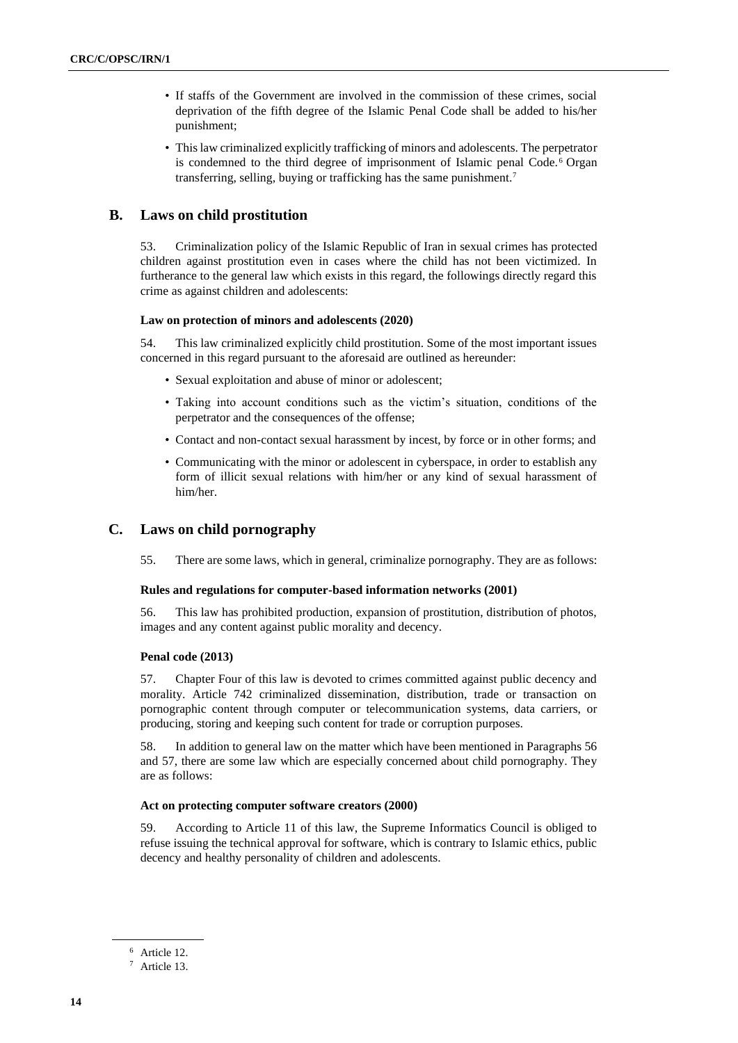- If staffs of the Government are involved in the commission of these crimes, social deprivation of the fifth degree of the Islamic Penal Code shall be added to his/her punishment;
- This law criminalized explicitly trafficking of minors and adolescents. The perpetrator is condemned to the third degree of imprisonment of Islamic penal Code.[6] Organ transferring, selling, buying or trafficking has the same punishment.[7]

## B. Laws on child prostitution

53. Criminalization policy of the Islamic Republic of Iran in sexual crimes has protected children against prostitution even in cases where the child has not been victimized. In furtherance to the general law which exists in this regard, the followings directly regard this crime as against children and adolescents:

**Law on protection of minors and adolescents (2020)**

54. This law criminalized explicitly child prostitution. Some of the most important issues concerned in this regard pursuant to the aforesaid are outlined as hereunder:

- Sexual exploitation and abuse of minor or adolescent;
- Taking into account conditions such as the victim's situation, conditions of the perpetrator and the consequences of the offense;
- Contact and non-contact sexual harassment by incest, by force or in other forms; and
- Communicating with the minor or adolescent in cyberspace, in order to establish any form of illicit sexual relations with him/her or any kind of sexual harassment of him/her.

## C. Laws on child pornography

55. There are some laws, which in general, criminalize pornography. They are as follows:

**Rules and regulations for computer-based information networks (2001)**

56. This law has prohibited production, expansion of prostitution, distribution of photos, images and any content against public morality and decency.

**Penal code (2013)**

57. Chapter Four of this law is devoted to crimes committed against public decency and morality. Article 742 criminalized dissemination, distribution, trade or transaction on pornographic content through computer or telecommunication systems, data carriers, or producing, storing and keeping such content for trade or corruption purposes.

58. In addition to general law on the matter which have been mentioned in Paragraphs 56 and 57, there are some law which are especially concerned about child pornography. They are as follows:

**Act on protecting computer software creators (2000)**

59. According to Article 11 of this law, the Supreme Informatics Council is obliged to refuse issuing the technical approval for software, which is contrary to Islamic ethics, public decency and healthy personality of children and adolescents.

---

[6] Article 12.

[7] Article 13.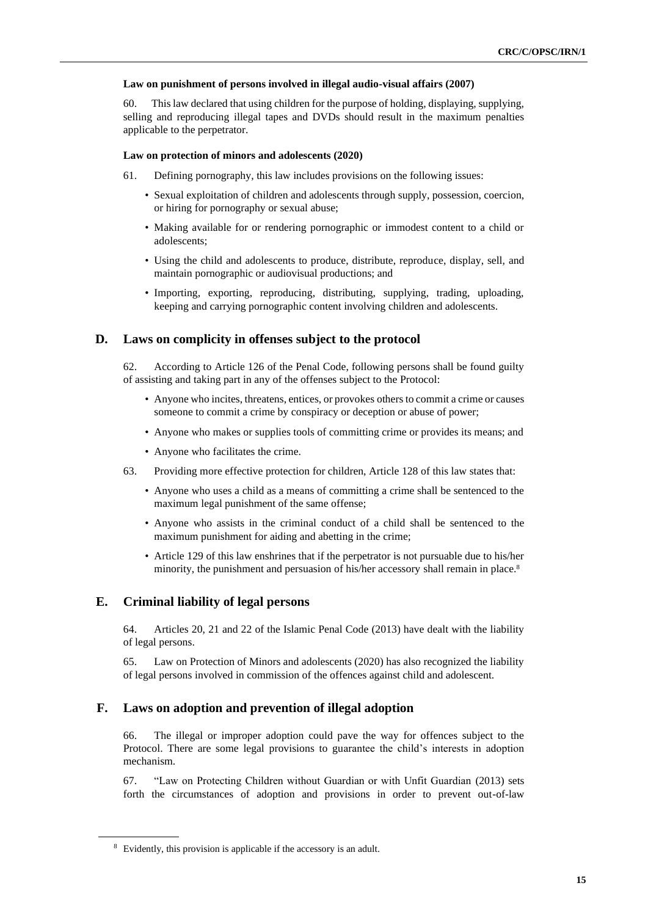#### Law on punishment of persons involved in illegal audio-visual affairs (2007)

60. This law declared that using children for the purpose of holding, displaying, supplying, selling and reproducing illegal tapes and DVDs should result in the maximum penalties applicable to the perpetrator.

#### Law on protection of minors and adolescents (2020)

61. Defining pornography, this law includes provisions on the following issues:

- Sexual exploitation of children and adolescents through supply, possession, coercion, or hiring for pornography or sexual abuse;
- Making available for or rendering pornographic or immodest content to a child or adolescents;
- Using the child and adolescents to produce, distribute, reproduce, display, sell, and maintain pornographic or audiovisual productions; and
- Importing, exporting, reproducing, distributing, supplying, trading, uploading, keeping and carrying pornographic content involving children and adolescents.

## D. Laws on complicity in offenses subject to the protocol

62. According to Article 126 of the Penal Code, following persons shall be found guilty of assisting and taking part in any of the offenses subject to the Protocol:

- Anyone who incites, threatens, entices, or provokes others to commit a crime or causes someone to commit a crime by conspiracy or deception or abuse of power;
- Anyone who makes or supplies tools of committing crime or provides its means; and
- Anyone who facilitates the crime.

63. Providing more effective protection for children, Article 128 of this law states that:

- Anyone who uses a child as a means of committing a crime shall be sentenced to the maximum legal punishment of the same offense;
- Anyone who assists in the criminal conduct of a child shall be sentenced to the maximum punishment for aiding and abetting in the crime;
- Article 129 of this law enshrines that if the perpetrator is not pursuable due to his/her minority, the punishment and persuasion of his/her accessory shall remain in place.[8]

## E. Criminal liability of legal persons

64. Articles 20, 21 and 22 of the Islamic Penal Code (2013) have dealt with the liability of legal persons.

65. Law on Protection of Minors and adolescents (2020) has also recognized the liability of legal persons involved in commission of the offences against child and adolescent.

## F. Laws on adoption and prevention of illegal adoption

66. The illegal or improper adoption could pave the way for offences subject to the Protocol. There are some legal provisions to guarantee the child's interests in adoption mechanism.

67. "Law on Protecting Children without Guardian or with Unfit Guardian (2013) sets forth the circumstances of adoption and provisions in order to prevent out-of-law

---

[8] Evidently, this provision is applicable if the accessory is an adult.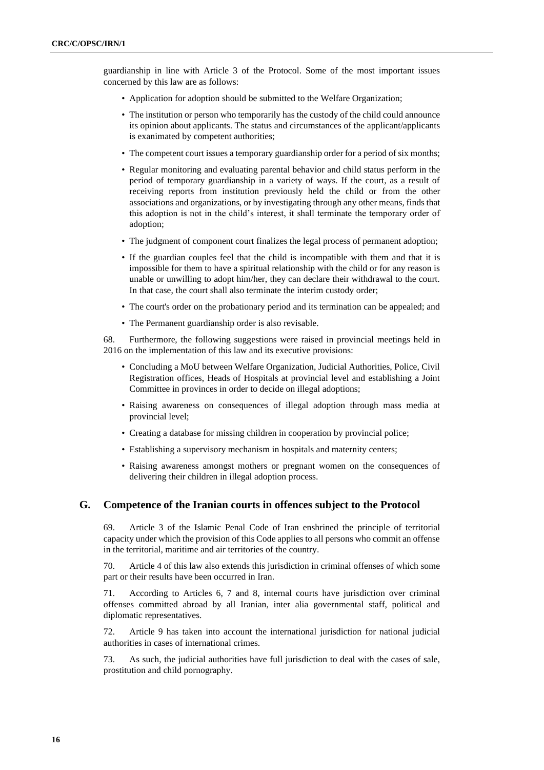guardianship in line with Article 3 of the Protocol. Some of the most important issues concerned by this law are as follows:

- Application for adoption should be submitted to the Welfare Organization;
- The institution or person who temporarily has the custody of the child could announce its opinion about applicants. The status and circumstances of the applicant/applicants is exanimated by competent authorities;
- The competent court issues a temporary guardianship order for a period of six months;
- Regular monitoring and evaluating parental behavior and child status perform in the period of temporary guardianship in a variety of ways. If the court, as a result of receiving reports from institution previously held the child or from the other associations and organizations, or by investigating through any other means, finds that this adoption is not in the child's interest, it shall terminate the temporary order of adoption;
- The judgment of component court finalizes the legal process of permanent adoption;
- If the guardian couples feel that the child is incompatible with them and that it is impossible for them to have a spiritual relationship with the child or for any reason is unable or unwilling to adopt him/her, they can declare their withdrawal to the court. In that case, the court shall also terminate the interim custody order;
- The court's order on the probationary period and its termination can be appealed; and
- The Permanent guardianship order is also revisable.

68. Furthermore, the following suggestions were raised in provincial meetings held in 2016 on the implementation of this law and its executive provisions:

- Concluding a MoU between Welfare Organization, Judicial Authorities, Police, Civil Registration offices, Heads of Hospitals at provincial level and establishing a Joint Committee in provinces in order to decide on illegal adoptions;
- Raising awareness on consequences of illegal adoption through mass media at provincial level;
- Creating a database for missing children in cooperation by provincial police;
- Establishing a supervisory mechanism in hospitals and maternity centers;
- Raising awareness amongst mothers or pregnant women on the consequences of delivering their children in illegal adoption process.

## G. Competence of the Iranian courts in offences subject to the Protocol

69. Article 3 of the Islamic Penal Code of Iran enshrined the principle of territorial capacity under which the provision of this Code applies to all persons who commit an offense in the territorial, maritime and air territories of the country.

70. Article 4 of this law also extends this jurisdiction in criminal offenses of which some part or their results have been occurred in Iran.

71. According to Articles 6, 7 and 8, internal courts have jurisdiction over criminal offenses committed abroad by all Iranian, inter alia governmental staff, political and diplomatic representatives.

72. Article 9 has taken into account the international jurisdiction for national judicial authorities in cases of international crimes.

73. As such, the judicial authorities have full jurisdiction to deal with the cases of sale, prostitution and child pornography.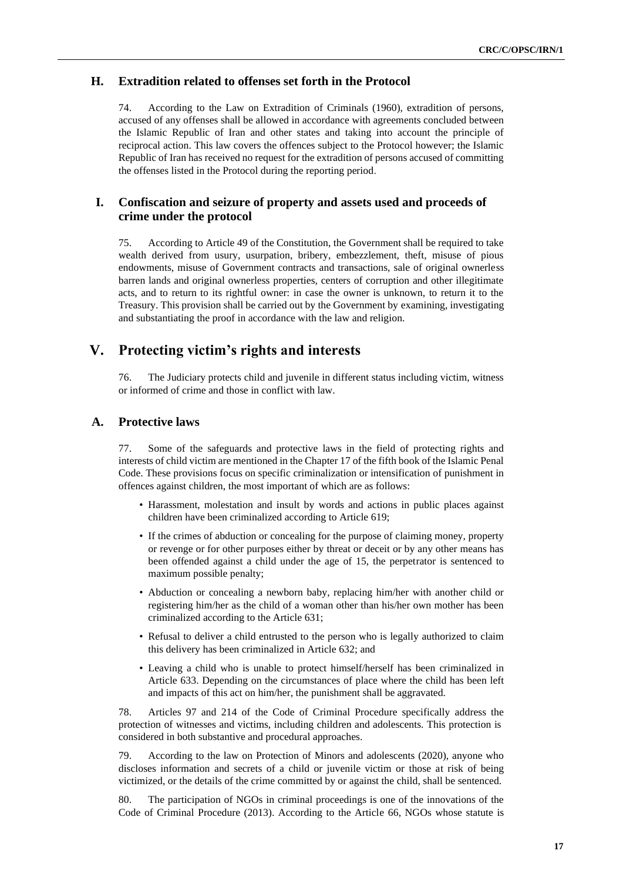### H. Extradition related to offenses set forth in the Protocol

74. According to the Law on Extradition of Criminals (1960), extradition of persons, accused of any offenses shall be allowed in accordance with agreements concluded between the Islamic Republic of Iran and other states and taking into account the principle of reciprocal action. This law covers the offences subject to the Protocol however; the Islamic Republic of Iran has received no request for the extradition of persons accused of committing the offenses listed in the Protocol during the reporting period.

### I. Confiscation and seizure of property and assets used and proceeds of crime under the protocol

75. According to Article 49 of the Constitution, the Government shall be required to take wealth derived from usury, usurpation, bribery, embezzlement, theft, misuse of pious endowments, misuse of Government contracts and transactions, sale of original ownerless barren lands and original ownerless properties, centers of corruption and other illegitimate acts, and to return to its rightful owner: in case the owner is unknown, to return it to the Treasury. This provision shall be carried out by the Government by examining, investigating and substantiating the proof in accordance with the law and religion.

## V. Protecting victim's rights and interests

76. The Judiciary protects child and juvenile in different status including victim, witness or informed of crime and those in conflict with law.

### A. Protective laws

77. Some of the safeguards and protective laws in the field of protecting rights and interests of child victim are mentioned in the Chapter 17 of the fifth book of the Islamic Penal Code. These provisions focus on specific criminalization or intensification of punishment in offences against children, the most important of which are as follows:

- Harassment, molestation and insult by words and actions in public places against children have been criminalized according to Article 619;
- If the crimes of abduction or concealing for the purpose of claiming money, property or revenge or for other purposes either by threat or deceit or by any other means has been offended against a child under the age of 15, the perpetrator is sentenced to maximum possible penalty;
- Abduction or concealing a newborn baby, replacing him/her with another child or registering him/her as the child of a woman other than his/her own mother has been criminalized according to the Article 631;
- Refusal to deliver a child entrusted to the person who is legally authorized to claim this delivery has been criminalized in Article 632; and
- Leaving a child who is unable to protect himself/herself has been criminalized in Article 633. Depending on the circumstances of place where the child has been left and impacts of this act on him/her, the punishment shall be aggravated.

78. Articles 97 and 214 of the Code of Criminal Procedure specifically address the protection of witnesses and victims, including children and adolescents. This protection is considered in both substantive and procedural approaches.

79. According to the law on Protection of Minors and adolescents (2020), anyone who discloses information and secrets of a child or juvenile victim or those at risk of being victimized, or the details of the crime committed by or against the child, shall be sentenced.

80. The participation of NGOs in criminal proceedings is one of the innovations of the Code of Criminal Procedure (2013). According to the Article 66, NGOs whose statute is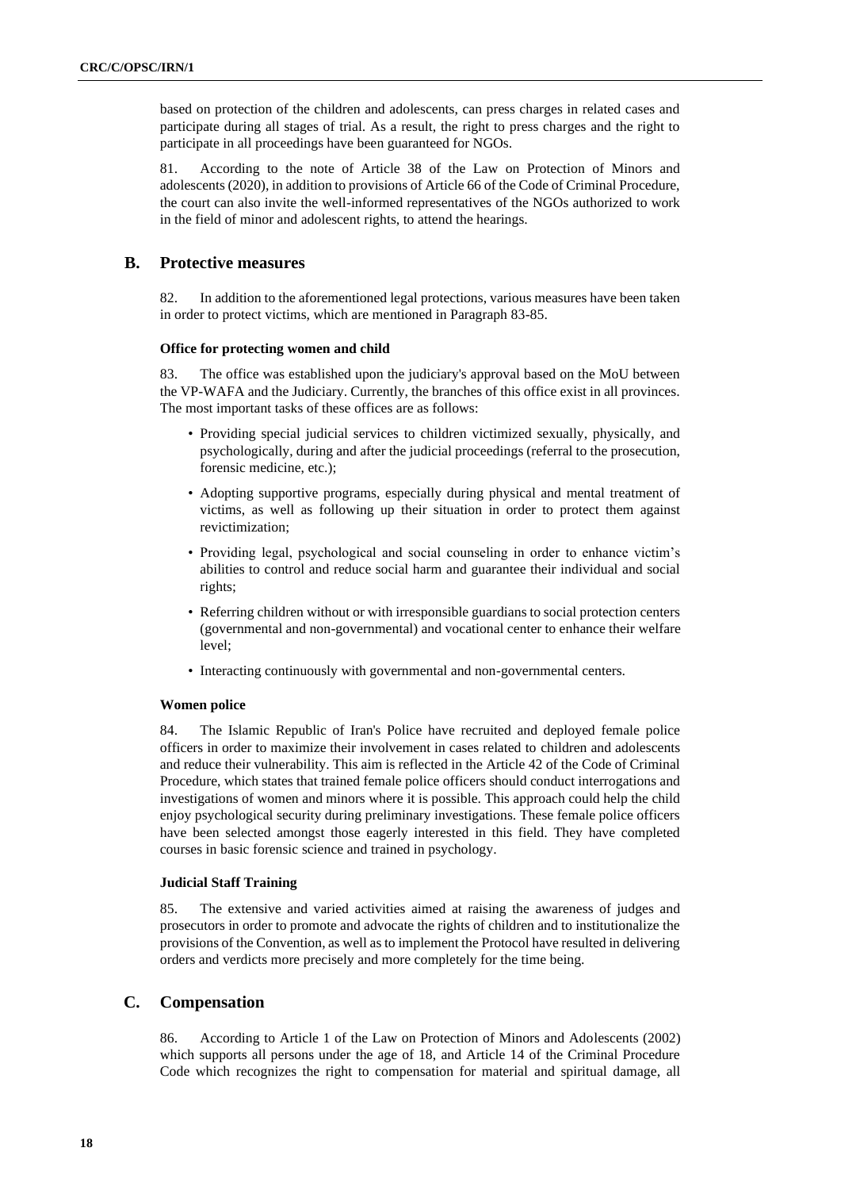based on protection of the children and adolescents, can press charges in related cases and participate during all stages of trial. As a result, the right to press charges and the right to participate in all proceedings have been guaranteed for NGOs.

81. According to the note of Article 38 of the Law on Protection of Minors and adolescents (2020), in addition to provisions of Article 66 of the Code of Criminal Procedure, the court can also invite the well-informed representatives of the NGOs authorized to work in the field of minor and adolescent rights, to attend the hearings.

## B. Protective measures

82. In addition to the aforementioned legal protections, various measures have been taken in order to protect victims, which are mentioned in Paragraph 83-85.

#### Office for protecting women and child

83. The office was established upon the judiciary's approval based on the MoU between the VP-WAFA and the Judiciary. Currently, the branches of this office exist in all provinces. The most important tasks of these offices are as follows:

- Providing special judicial services to children victimized sexually, physically, and psychologically, during and after the judicial proceedings (referral to the prosecution, forensic medicine, etc.);
- Adopting supportive programs, especially during physical and mental treatment of victims, as well as following up their situation in order to protect them against revictimization;
- Providing legal, psychological and social counseling in order to enhance victim's abilities to control and reduce social harm and guarantee their individual and social rights;
- Referring children without or with irresponsible guardians to social protection centers (governmental and non-governmental) and vocational center to enhance their welfare level;
- Interacting continuously with governmental and non-governmental centers.

#### Women police

84. The Islamic Republic of Iran's Police have recruited and deployed female police officers in order to maximize their involvement in cases related to children and adolescents and reduce their vulnerability. This aim is reflected in the Article 42 of the Code of Criminal Procedure, which states that trained female police officers should conduct interrogations and investigations of women and minors where it is possible. This approach could help the child enjoy psychological security during preliminary investigations. These female police officers have been selected amongst those eagerly interested in this field. They have completed courses in basic forensic science and trained in psychology.

#### Judicial Staff Training

85. The extensive and varied activities aimed at raising the awareness of judges and prosecutors in order to promote and advocate the rights of children and to institutionalize the provisions of the Convention, as well as to implement the Protocol have resulted in delivering orders and verdicts more precisely and more completely for the time being.

## C. Compensation

86. According to Article 1 of the Law on Protection of Minors and Adolescents (2002) which supports all persons under the age of 18, and Article 14 of the Criminal Procedure Code which recognizes the right to compensation for material and spiritual damage, all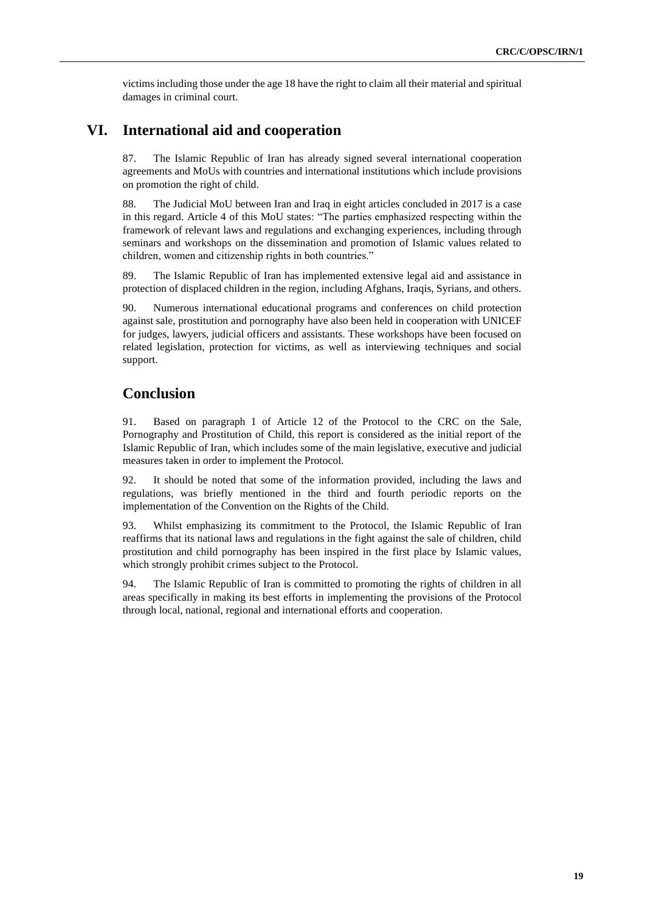victims including those under the age 18 have the right to claim all their material and spiritual damages in criminal court.

# VI. International aid and cooperation

87. The Islamic Republic of Iran has already signed several international cooperation agreements and MoUs with countries and international institutions which include provisions on promotion the right of child.

88. The Judicial MoU between Iran and Iraq in eight articles concluded in 2017 is a case in this regard. Article 4 of this MoU states: "The parties emphasized respecting within the framework of relevant laws and regulations and exchanging experiences, including through seminars and workshops on the dissemination and promotion of Islamic values related to children, women and citizenship rights in both countries."

89. The Islamic Republic of Iran has implemented extensive legal aid and assistance in protection of displaced children in the region, including Afghans, Iraqis, Syrians, and others.

90. Numerous international educational programs and conferences on child protection against sale, prostitution and pornography have also been held in cooperation with UNICEF for judges, lawyers, judicial officers and assistants. These workshops have been focused on related legislation, protection for victims, as well as interviewing techniques and social support.

# Conclusion

91. Based on paragraph 1 of Article 12 of the Protocol to the CRC on the Sale, Pornography and Prostitution of Child, this report is considered as the initial report of the Islamic Republic of Iran, which includes some of the main legislative, executive and judicial measures taken in order to implement the Protocol.

92. It should be noted that some of the information provided, including the laws and regulations, was briefly mentioned in the third and fourth periodic reports on the implementation of the Convention on the Rights of the Child.

93. Whilst emphasizing its commitment to the Protocol, the Islamic Republic of Iran reaffirms that its national laws and regulations in the fight against the sale of children, child prostitution and child pornography has been inspired in the first place by Islamic values, which strongly prohibit crimes subject to the Protocol.

94. The Islamic Republic of Iran is committed to promoting the rights of children in all areas specifically in making its best efforts in implementing the provisions of the Protocol through local, national, regional and international efforts and cooperation.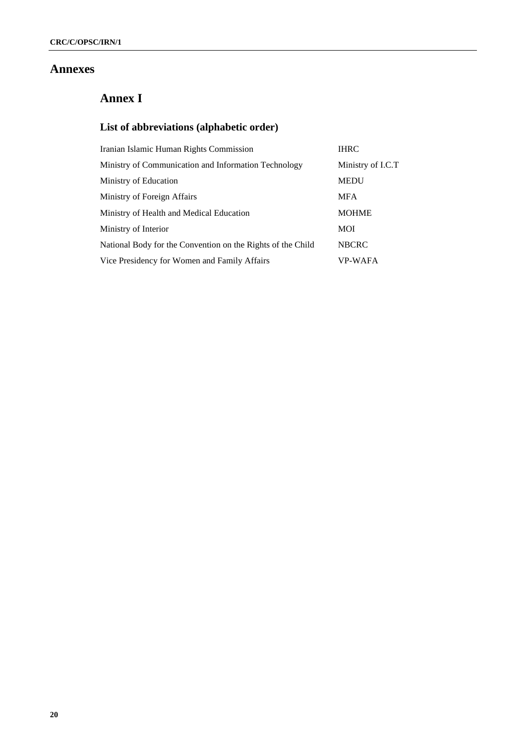# Annexes

## Annex I

### List of abbreviations (alphabetic order)

| | |
|---|---|
| Iranian Islamic Human Rights Commission | IHRC |
| Ministry of Communication and Information Technology | Ministry of I.C.T |
| Ministry of Education | MEDU |
| Ministry of Foreign Affairs | MFA |
| Ministry of Health and Medical Education | MOHME |
| Ministry of Interior | MOI |
| National Body for the Convention on the Rights of the Child | NBCRC |
| Vice Presidency for Women and Family Affairs | VP-WAFA |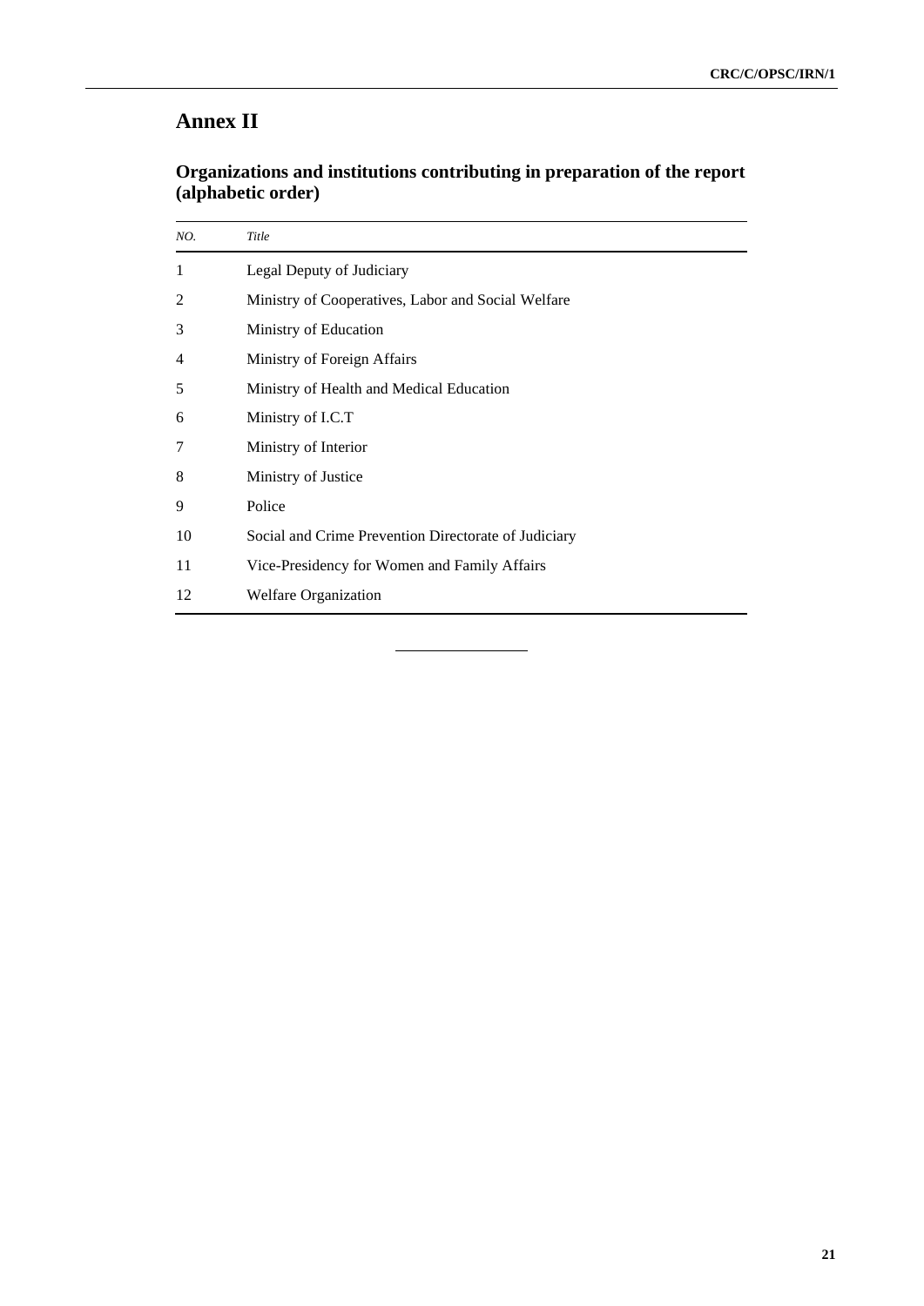# Annex II

## Organizations and institutions contributing in preparation of the report (alphabetic order)

| *NO.* | *Title* |
|---|---|
| 1 | Legal Deputy of Judiciary |
| 2 | Ministry of Cooperatives, Labor and Social Welfare |
| 3 | Ministry of Education |
| 4 | Ministry of Foreign Affairs |
| 5 | Ministry of Health and Medical Education |
| 6 | Ministry of I.C.T |
| 7 | Ministry of Interior |
| 8 | Ministry of Justice |
| 9 | Police |
| 10 | Social and Crime Prevention Directorate of Judiciary |
| 11 | Vice-Presidency for Women and Family Affairs |
| 12 | Welfare Organization |